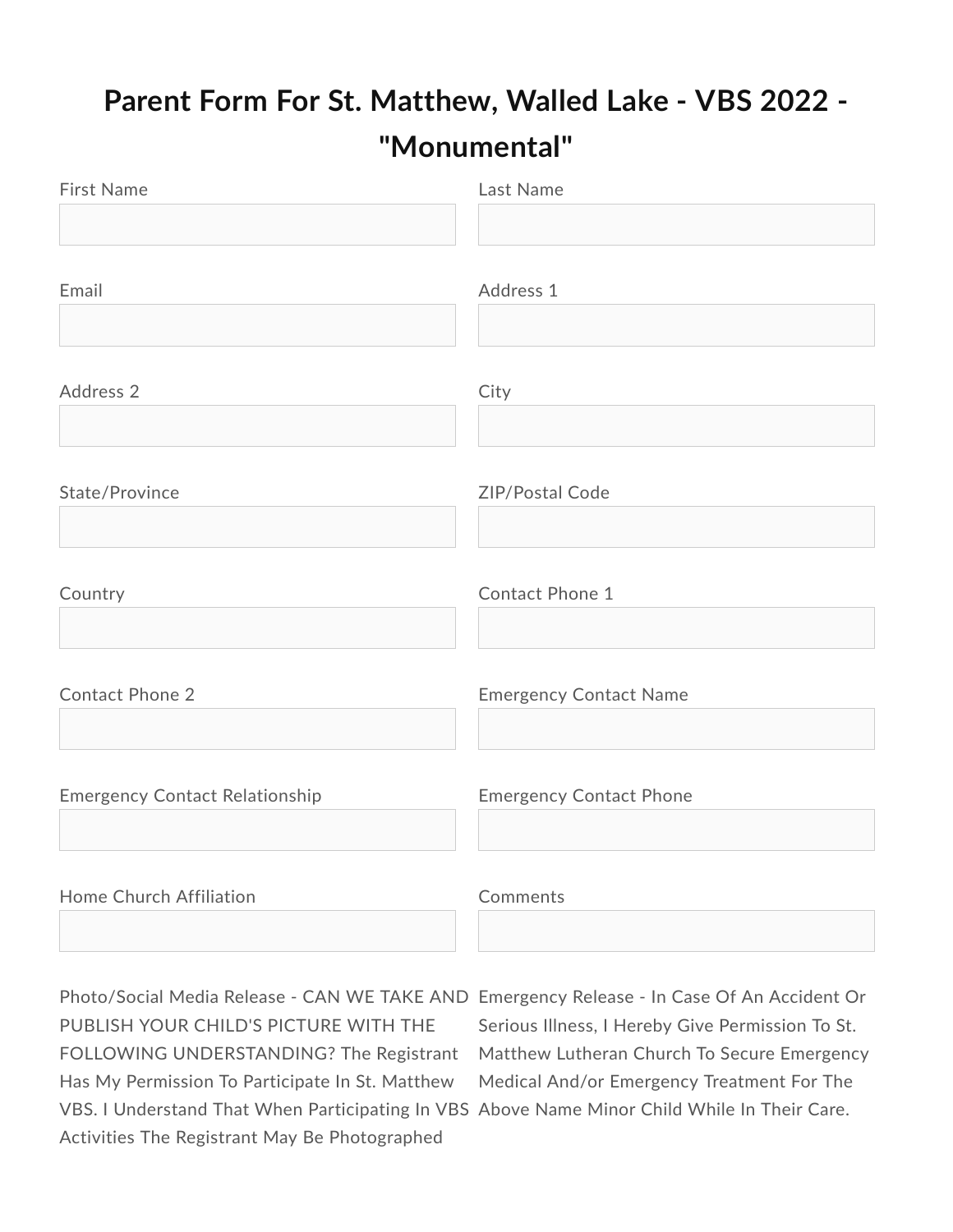# Parent Form For St. Matthew, Walled Lake - VBS 2022 - "Monumental"

First Name

Last Name

Email

Address 1

Address 2

City

State/Province

ZIP/Postal Code

Country

Contact Phone 1

Contact Phone 2

Emergency Contact Name

Emergency Contact Relationship

Emergency Contact Phone

Home Church Affiliation

Comments

Photo/Social Media Release - CAN WE TAKE AND PUBLISH YOUR CHILD'S PICTURE WITH THE FOLLOWING UNDERSTANDING? The Registrant Has My Permission To Participate In St. Matthew VBS. I Understand That When Participating In VBS Activities The Registrant May Be Photographed

Emergency Release - In Case Of An Accident Or Serious Illness, I Hereby Give Permission To St. Matthew Lutheran Church To Secure Emergency Medical And/or Emergency Treatment For The Above Name Minor Child While In Their Care.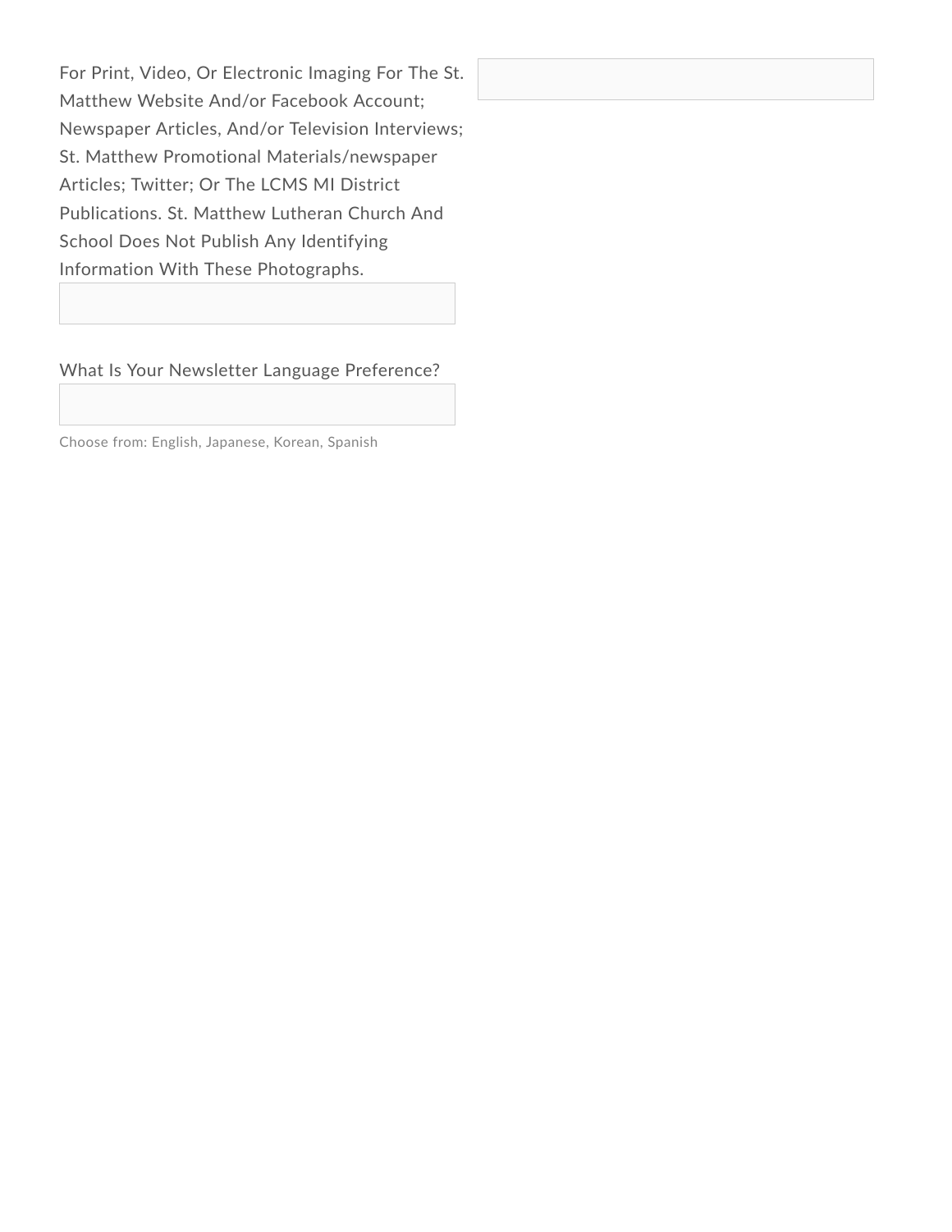For Print, Video, Or Electronic Imaging For The St. Matthew Website And/or Facebook Account; Newspaper Articles, And/or Television Interviews; St. Matthew Promotional Materials/newspaper Articles; Twitter; Or The LCMS MI District Publications. St. Matthew Lutheran Church And School Does Not Publish Any Identifying Information With These Photographs.

What Is Your Newsletter Language Preference?

Choose from: English, Japanese, Korean, Spanish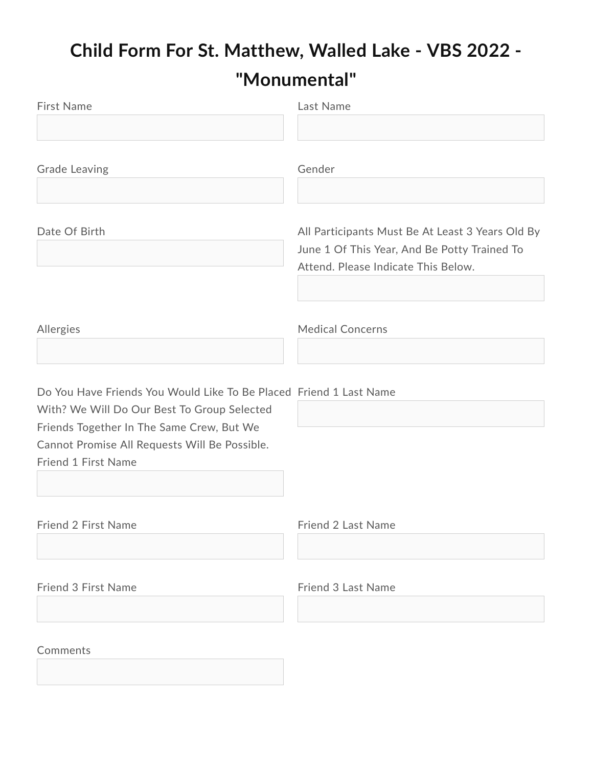# Child Form For St. Matthew, Walled Lake - VBS 2022 - "Monumental"

First Name

Last Name

Grade Leaving

Gender

Date Of Birth

All Participants Must Be At Least 3 Years Old By June 1 Of This Year, And Be Potty Trained To Attend. Please Indicate This Below.

Allergies

Medical Concerns

Do You Have Friends You Would Like To Be Placed With? We Will Do Our Best To Group Selected Friends Together In The Same Crew, But We Cannot Promise All Requests Will Be Possible.

Friend 1 First Name

Friend 1 Last Name

Friend 2 First Name

Friend 2 Last Name

Friend 3 First Name

Friend 3 Last Name

Comments